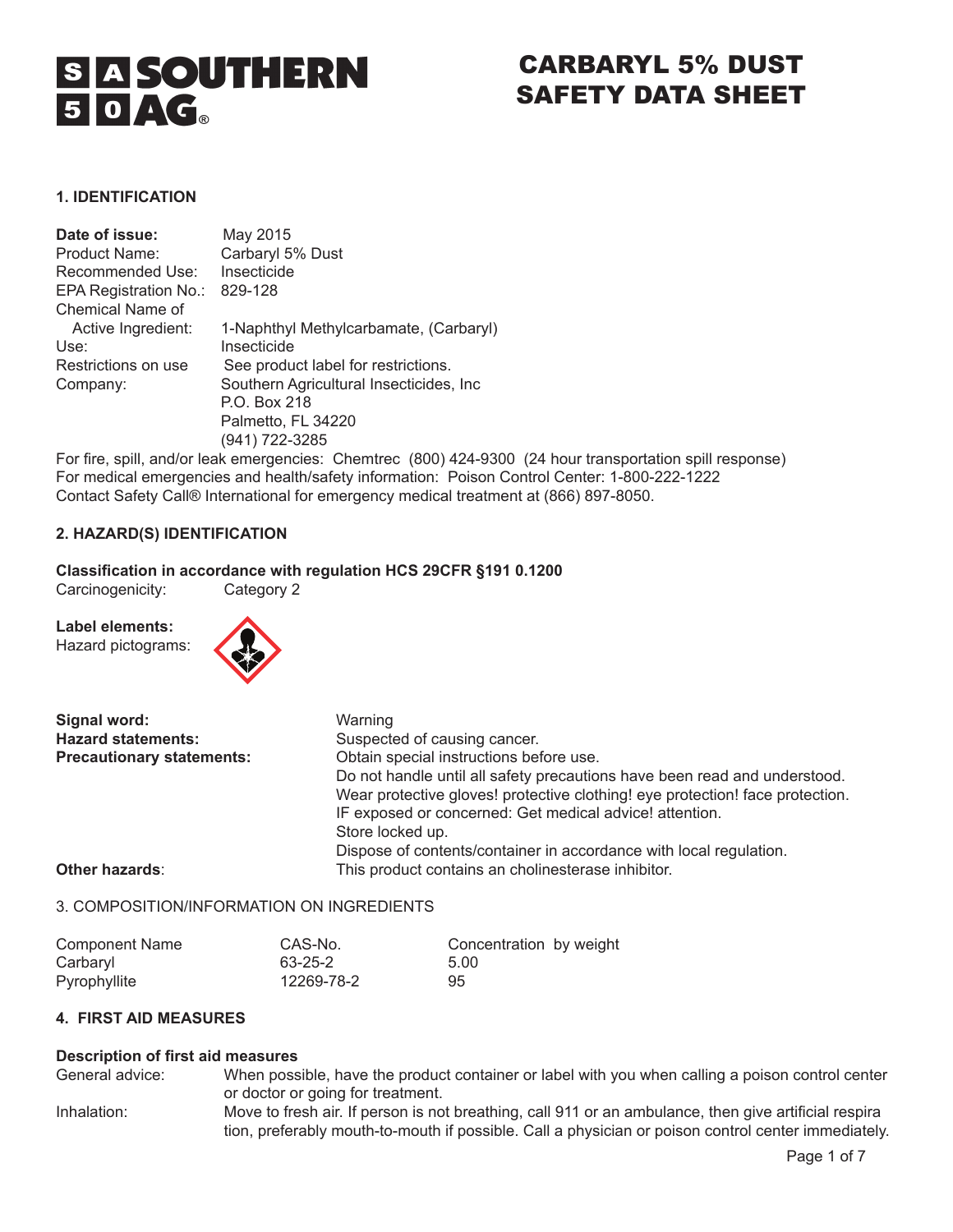# CARBARYL 5% DUST SAFETY DATA SHEET

## 1. IDENTIFICATION

**Date of issue:** May 2015
Product Name: Carbaryl 5% Dust
Recommended Use: Insecticide
EPA Registration No.: 829-128
Chemical Name of Active Ingredient: 1-Naphthyl Methylcarbamate, (Carbaryl)
Use: Insecticide
Restrictions on use: See product label for restrictions.
Company: Southern Agricultural Insecticides, Inc
P.O. Box 218
Palmetto, FL 34220
(941) 722-3285

For fire, spill, and/or leak emergencies: Chemtrec (800) 424-9300 (24 hour transportation spill response)
For medical emergencies and health/safety information: Poison Control Center: 1-800-222-1222
Contact Safety Call® International for emergency medical treatment at (866) 897-8050.

## 2. HAZARD(S) IDENTIFICATION

**Classification in accordance with regulation HCS 29CFR §191 0.1200**
Carcinogenicity: Category 2

**Label elements:**
Hazard pictograms:

**Signal word:** Warning
**Hazard statements:** Suspected of causing cancer.
**Precautionary statements:** Obtain special instructions before use.
Do not handle until all safety precautions have been read and understood.
Wear protective gloves! protective clothing! eye protection! face protection.
IF exposed or concerned: Get medical advice! attention.
Store locked up.
Dispose of contents/container in accordance with local regulation.
**Other hazards**: This product contains an cholinesterase inhibitor.

## 3. COMPOSITION/INFORMATION ON INGREDIENTS

| Component Name | CAS-No. | Concentration by weight |
|---|---|---|
| Carbaryl | 63-25-2 | 5.00 |
| Pyrophyllite | 12269-78-2 | 95 |

## 4. FIRST AID MEASURES

**Description of first aid measures**
General advice: When possible, have the product container or label with you when calling a poison control center or doctor or going for treatment.
Inhalation: Move to fresh air. If person is not breathing, call 911 or an ambulance, then give artificial respira tion, preferably mouth-to-mouth if possible. Call a physician or poison control center immediately.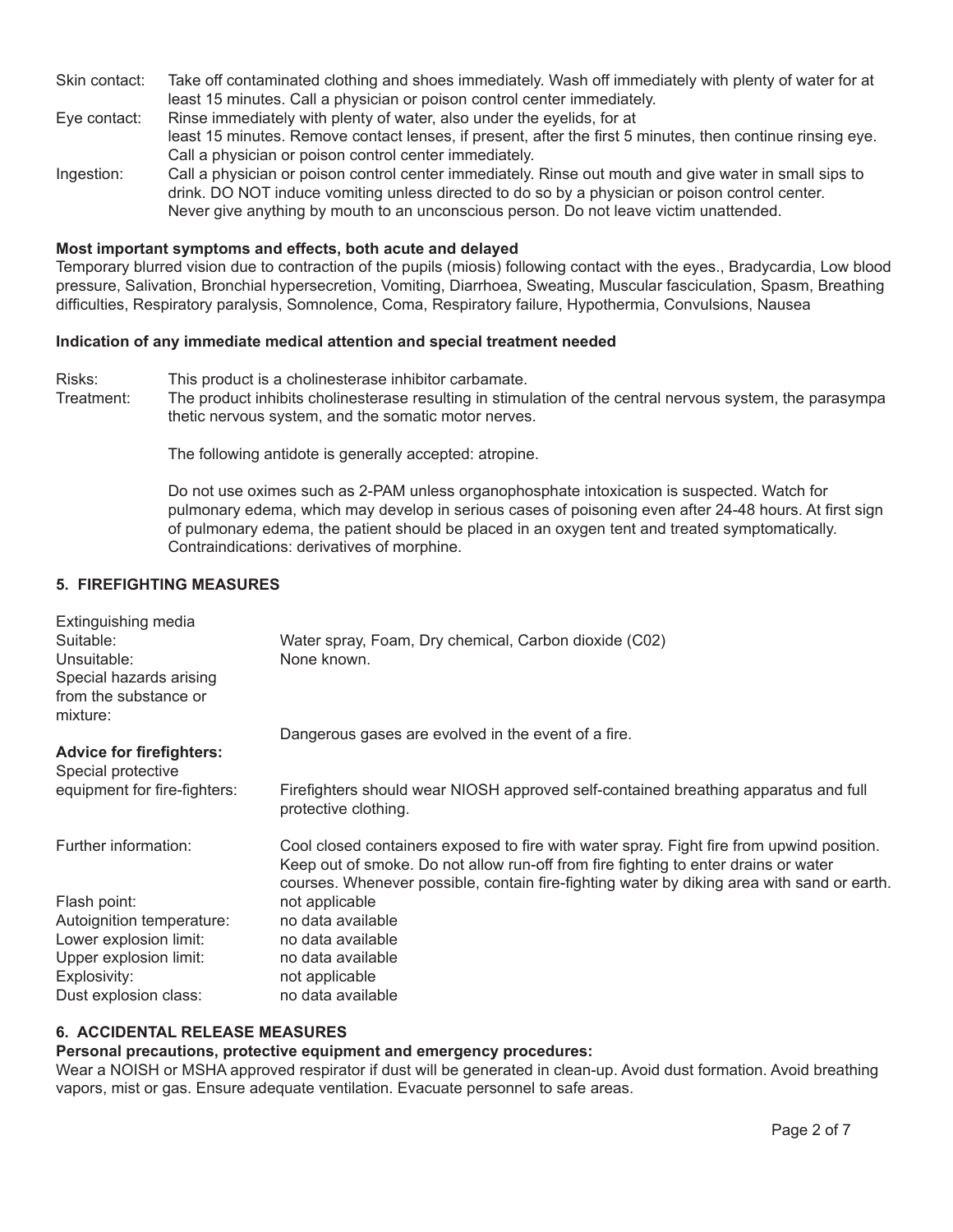| | |
|---|---|
| Skin contact: | Take off contaminated clothing and shoes immediately. Wash off immediately with plenty of water for at least 15 minutes. Call a physician or poison control center immediately. |
| Eye contact: | Rinse immediately with plenty of water, also under the eyelids, for at least 15 minutes. Remove contact lenses, if present, after the first 5 minutes, then continue rinsing eye. Call a physician or poison control center immediately. |
| Ingestion: | Call a physician or poison control center immediately. Rinse out mouth and give water in small sips to drink. DO NOT induce vomiting unless directed to do so by a physician or poison control center. Never give anything by mouth to an unconscious person. Do not leave victim unattended. |

**Most important symptoms and effects, both acute and delayed**

Temporary blurred vision due to contraction of the pupils (miosis) following contact with the eyes., Bradycardia, Low blood pressure, Salivation, Bronchial hypersecretion, Vomiting, Diarrhoea, Sweating, Muscular fasciculation, Spasm, Breathing difficulties, Respiratory paralysis, Somnolence, Coma, Respiratory failure, Hypothermia, Convulsions, Nausea

**Indication of any immediate medical attention and special treatment needed**

Risks: This product is a cholinesterase inhibitor carbamate.

Treatment: The product inhibits cholinesterase resulting in stimulation of the central nervous system, the parasympa thetic nervous system, and the somatic motor nerves.

The following antidote is generally accepted: atropine.

Do not use oximes such as 2-PAM unless organophosphate intoxication is suspected. Watch for pulmonary edema, which may develop in serious cases of poisoning even after 24-48 hours. At first sign of pulmonary edema, the patient should be placed in an oxygen tent and treated symptomatically. Contraindications: derivatives of morphine.

## 5. FIREFIGHTING MEASURES

Extinguishing media

| | |
|---|---|
| Suitable: | Water spray, Foam, Dry chemical, Carbon dioxide (C02) |
| Unsuitable: | None known. |
| Special hazards arising from the substance or mixture: | Dangerous gases are evolved in the event of a fire. |

**Advice for firefighters:**

| | |
|---|---|
| Special protective equipment for fire-fighters: | Firefighters should wear NIOSH approved self-contained breathing apparatus and full protective clothing. |
| Further information: | Cool closed containers exposed to fire with water spray. Fight fire from upwind position. Keep out of smoke. Do not allow run-off from fire fighting to enter drains or water courses. Whenever possible, contain fire-fighting water by diking area with sand or earth. |
| Flash point: | not applicable |
| Autoignition temperature: | no data available |
| Lower explosion limit: | no data available |
| Upper explosion limit: | no data available |
| Explosivity: | not applicable |
| Dust explosion class: | no data available |

## 6. ACCIDENTAL RELEASE MEASURES

**Personal precautions, protective equipment and emergency procedures:**

Wear a NOISH or MSHA approved respirator if dust will be generated in clean-up. Avoid dust formation. Avoid breathing vapors, mist or gas. Ensure adequate ventilation. Evacuate personnel to safe areas.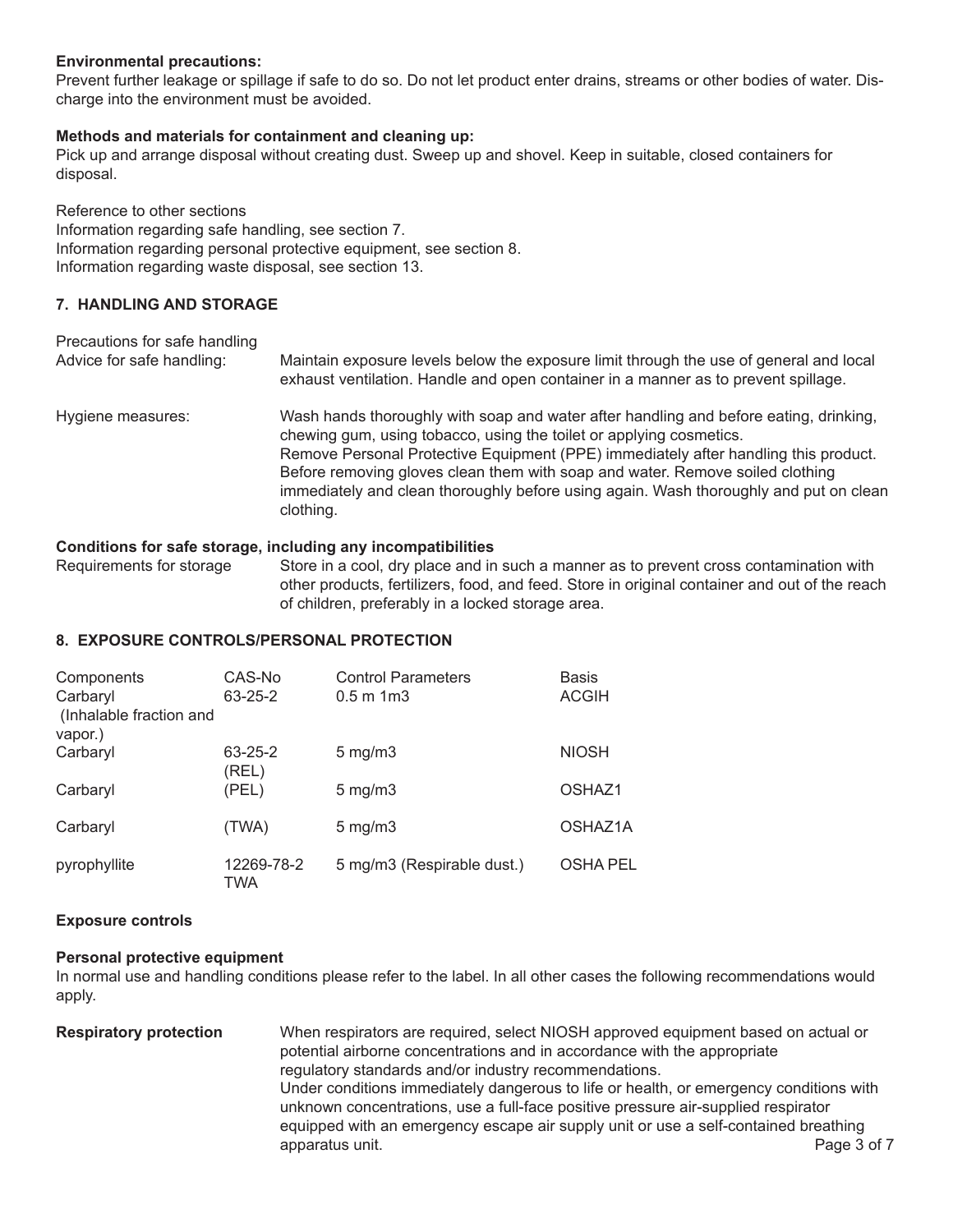**Environmental precautions:**
Prevent further leakage or spillage if safe to do so. Do not let product enter drains, streams or other bodies of water. Discharge into the environment must be avoided.

**Methods and materials for containment and cleaning up:**
Pick up and arrange disposal without creating dust. Sweep up and shovel. Keep in suitable, closed containers for disposal.

Reference to other sections
Information regarding safe handling, see section 7.
Information regarding personal protective equipment, see section 8.
Information regarding waste disposal, see section 13.

## 7. HANDLING AND STORAGE

Precautions for safe handling

Advice for safe handling: Maintain exposure levels below the exposure limit through the use of general and local exhaust ventilation. Handle and open container in a manner as to prevent spillage.

Hygiene measures: Wash hands thoroughly with soap and water after handling and before eating, drinking, chewing gum, using tobacco, using the toilet or applying cosmetics.
Remove Personal Protective Equipment (PPE) immediately after handling this product. Before removing gloves clean them with soap and water. Remove soiled clothing immediately and clean thoroughly before using again. Wash thoroughly and put on clean clothing.

**Conditions for safe storage, including any incompatibilities**

Requirements for storage: Store in a cool, dry place and in such a manner as to prevent cross contamination with other products, fertilizers, food, and feed. Store in original container and out of the reach of children, preferably in a locked storage area.

## 8. EXPOSURE CONTROLS/PERSONAL PROTECTION

| Components | CAS-No | Control Parameters | Basis |
|---|---|---|---|
| Carbaryl (Inhalable fraction and vapor.) | 63-25-2 | 0.5 m 1m3 | ACGIH |
| Carbaryl | 63-25-2 (REL) | 5 mg/m3 | NIOSH |
| Carbaryl | (PEL) | 5 mg/m3 | OSHAZ1 |
| Carbaryl | (TWA) | 5 mg/m3 | OSHAZ1A |
| pyrophyllite | 12269-78-2 TWA | 5 mg/m3 (Respirable dust.) | OSHA PEL |

**Exposure controls**

**Personal protective equipment**
In normal use and handling conditions please refer to the label. In all other cases the following recommendations would apply.

**Respiratory protection** When respirators are required, select NIOSH approved equipment based on actual or potential airborne concentrations and in accordance with the appropriate regulatory standards and/or industry recommendations.
Under conditions immediately dangerous to life or health, or emergency conditions with unknown concentrations, use a full-face positive pressure air-supplied respirator equipped with an emergency escape air supply unit or use a self-contained breathing apparatus unit.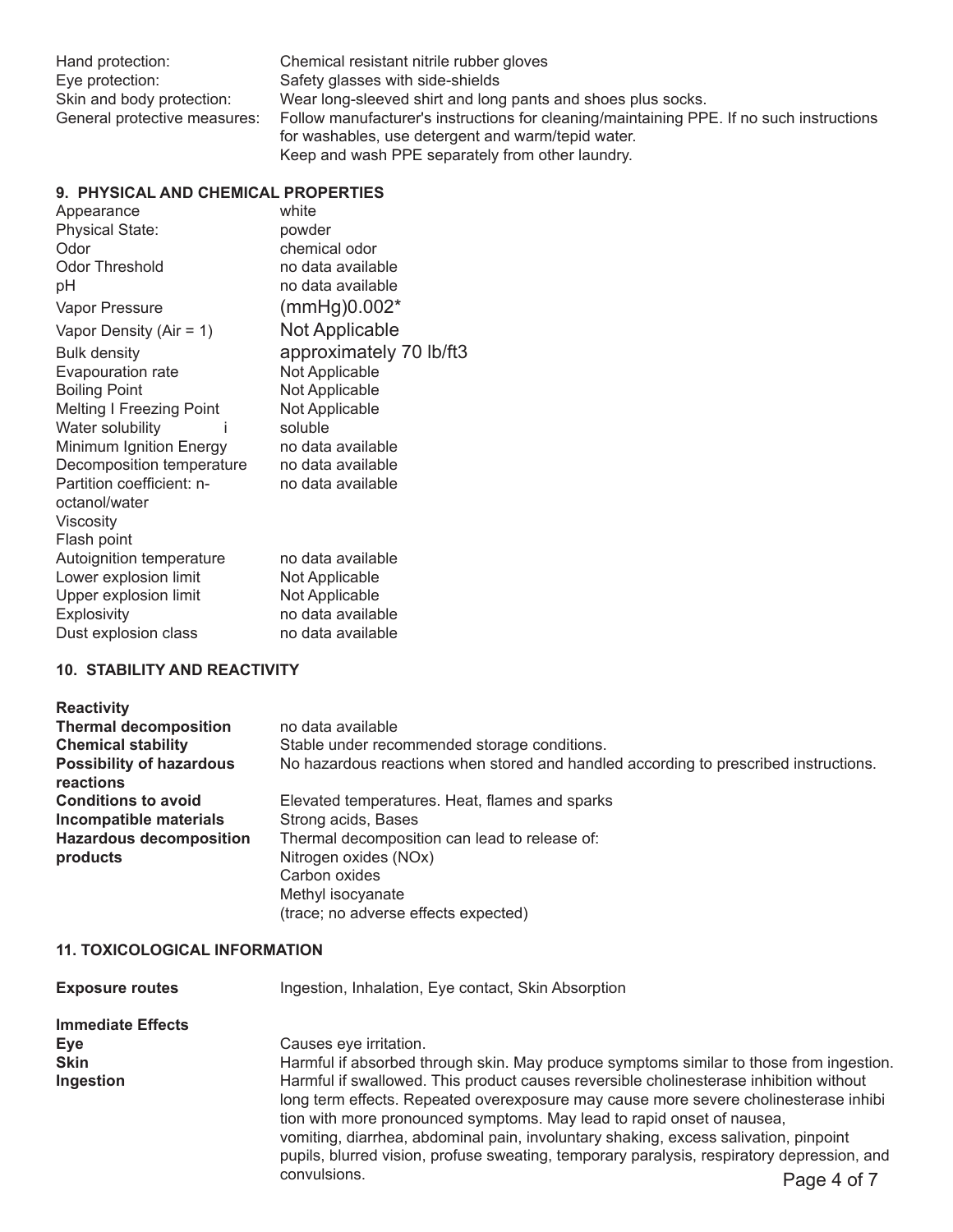| | |
|---|---|
| Hand protection: | Chemical resistant nitrile rubber gloves |
| Eye protection: | Safety glasses with side-shields |
| Skin and body protection: | Wear long-sleeved shirt and long pants and shoes plus socks. |
| General protective measures: | Follow manufacturer's instructions for cleaning/maintaining PPE. If no such instructions for washables, use detergent and warm/tepid water.<br>Keep and wash PPE separately from other laundry. |

## 9. PHYSICAL AND CHEMICAL PROPERTIES

| | |
|---|---|
| Appearance | white |
| Physical State: | powder |
| Odor | chemical odor |
| Odor Threshold | no data available |
| pH | no data available |
| Vapor Pressure | (mmHg)0.002* |
| Vapor Density (Air = 1) | Not Applicable |
| Bulk density | approximately 70 lb/ft3 |
| Evapouration rate | Not Applicable |
| Boiling Point | Not Applicable |
| Melting I Freezing Point | Not Applicable |
| Water solubility i | soluble |
| Minimum Ignition Energy | no data available |
| Decomposition temperature | no data available |
| Partition coefficient: n-octanol/water | no data available |
| Viscosity | |
| Flash point | |
| Autoignition temperature | no data available |
| Lower explosion limit | Not Applicable |
| Upper explosion limit | Not Applicable |
| Explosivity | no data available |
| Dust explosion class | no data available |

## 10. STABILITY AND REACTIVITY

| | |
|---|---|
| **Reactivity** | |
| **Thermal decomposition** | no data available |
| **Chemical stability** | Stable under recommended storage conditions. |
| **Possibility of hazardous reactions** | No hazardous reactions when stored and handled according to prescribed instructions. |
| **Conditions to avoid** | Elevated temperatures. Heat, flames and sparks |
| **Incompatible materials** | Strong acids, Bases |
| **Hazardous decomposition products** | Thermal decomposition can lead to release of:<br>Nitrogen oxides (NOx)<br>Carbon oxides<br>Methyl isocyanate<br>(trace; no adverse effects expected) |

## 11. TOXICOLOGICAL INFORMATION

| | |
|---|---|
| **Exposure routes** | Ingestion, Inhalation, Eye contact, Skin Absorption |

**Immediate Effects**

| | |
|---|---|
| **Eye** | Causes eye irritation. |
| **Skin** | Harmful if absorbed through skin. May produce symptoms similar to those from ingestion. |
| **Ingestion** | Harmful if swallowed. This product causes reversible cholinesterase inhibition without long term effects. Repeated overexposure may cause more severe cholinesterase inhibi tion with more pronounced symptoms. May lead to rapid onset of nausea, vomiting, diarrhea, abdominal pain, involuntary shaking, excess salivation, pinpoint pupils, blurred vision, profuse sweating, temporary paralysis, respiratory depression, and convulsions. |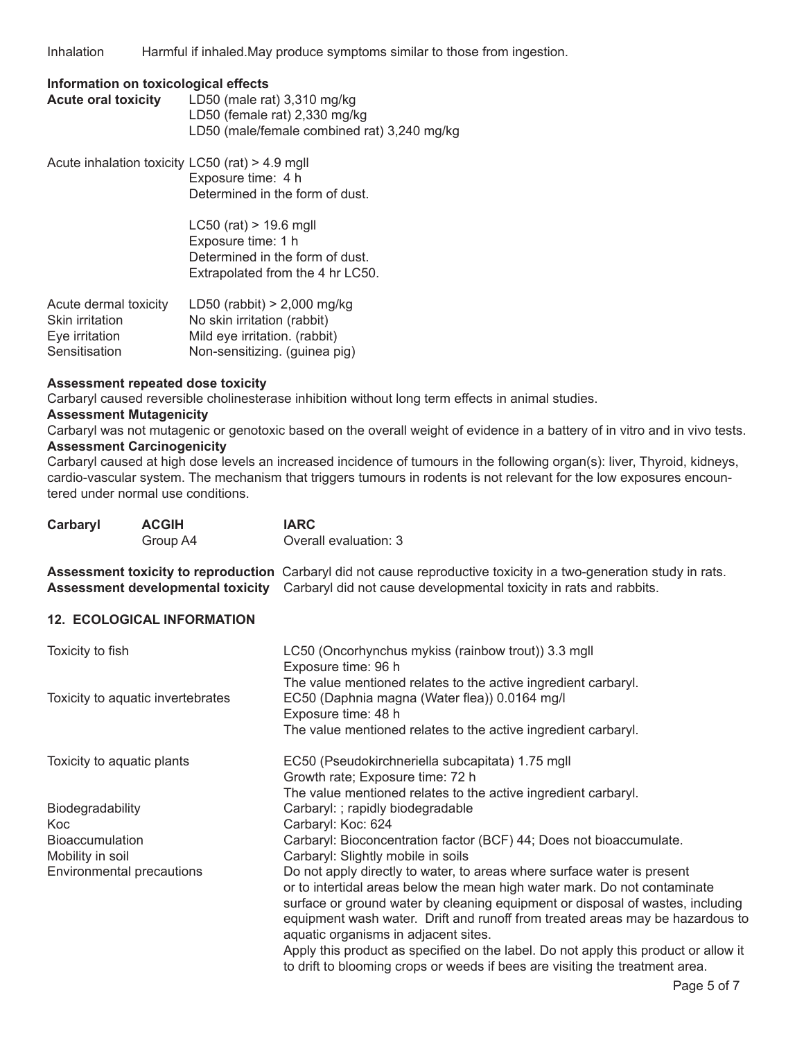| | |
|---|---|
| Inhalation | Harmful if inhaled.May produce symptoms similar to those from ingestion. |

**Information on toxicological effects**

| | |
|---|---|
| **Acute oral toxicity** | LD50 (male rat) 3,310 mg/kg<br>LD50 (female rat) 2,330 mg/kg<br>LD50 (male/female combined rat) 3,240 mg/kg |
| Acute inhalation toxicity | LC50 (rat) > 4.9 mgll<br>Exposure time: 4 h<br>Determined in the form of dust.<br><br>LC50 (rat) > 19.6 mgll<br>Exposure time: 1 h<br>Determined in the form of dust.<br>Extrapolated from the 4 hr LC50. |
| Acute dermal toxicity | LD50 (rabbit) > 2,000 mg/kg |
| Skin irritation | No skin irritation (rabbit) |
| Eye irritation | Mild eye irritation. (rabbit) |
| Sensitisation | Non-sensitizing. (guinea pig) |

**Assessment repeated dose toxicity**

Carbaryl caused reversible cholinesterase inhibition without long term effects in animal studies.

**Assessment Mutagenicity**

Carbaryl was not mutagenic or genotoxic based on the overall weight of evidence in a battery of in vitro and in vivo tests.

**Assessment Carcinogenicity**

Carbaryl caused at high dose levels an increased incidence of tumours in the following organ(s): liver, Thyroid, kidneys, cardio-vascular system. The mechanism that triggers tumours in rodents is not relevant for the low exposures encountered under normal use conditions.

| **Carbaryl** | **ACGIH** | **IARC** |
|---|---|---|
| | Group A4 | Overall evaluation: 3 |

**Assessment toxicity to reproduction** Carbaryl did not cause reproductive toxicity in a two-generation study in rats.

**Assessment developmental toxicity** Carbaryl did not cause developmental toxicity in rats and rabbits.

## 12. ECOLOGICAL INFORMATION

| | |
|---|---|
| Toxicity to fish | LC50 (Oncorhynchus mykiss (rainbow trout)) 3.3 mgll<br>Exposure time: 96 h<br>The value mentioned relates to the active ingredient carbaryl. |
| Toxicity to aquatic invertebrates | EC50 (Daphnia magna (Water flea)) 0.0164 mg/l<br>Exposure time: 48 h<br>The value mentioned relates to the active ingredient carbaryl. |
| Toxicity to aquatic plants | EC50 (Pseudokirchneriella subcapitata) 1.75 mgll<br>Growth rate; Exposure time: 72 h<br>The value mentioned relates to the active ingredient carbaryl. |
| Biodegradability | Carbaryl: ; rapidly biodegradable |
| Koc | Carbaryl: Koc: 624 |
| Bioaccumulation | Carbaryl: Bioconcentration factor (BCF) 44; Does not bioaccumulate. |
| Mobility in soil | Carbaryl: Slightly mobile in soils |
| Environmental precautions | Do not apply directly to water, to areas where surface water is present or to intertidal areas below the mean high water mark. Do not contaminate surface or ground water by cleaning equipment or disposal of wastes, including equipment wash water. Drift and runoff from treated areas may be hazardous to aquatic organisms in adjacent sites.<br>Apply this product as specified on the label. Do not apply this product or allow it to drift to blooming crops or weeds if bees are visiting the treatment area. |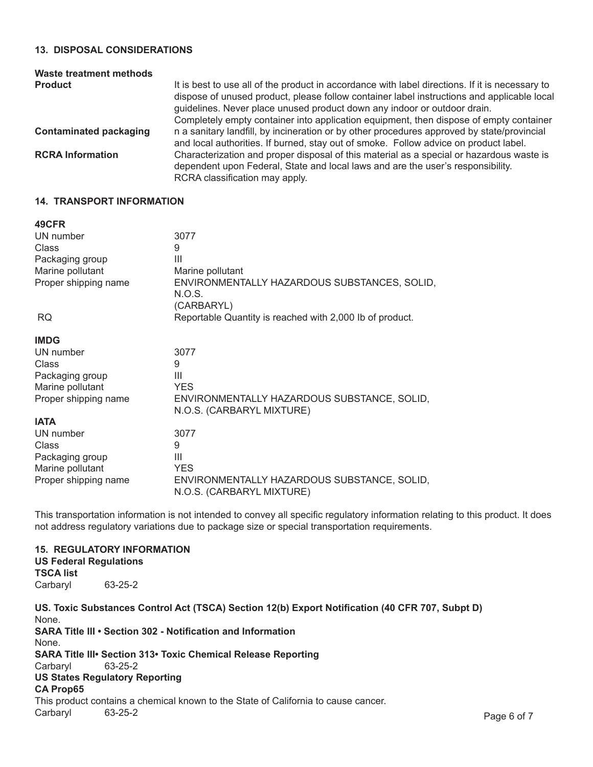## 13. DISPOSAL CONSIDERATIONS

**Waste treatment methods**

| | |
|---|---|
| **Product** | It is best to use all of the product in accordance with label directions. If it is necessary to dispose of unused product, please follow container label instructions and applicable local guidelines. Never place unused product down any indoor or outdoor drain. |
| **Contaminated packaging** | Completely empty container into application equipment, then dispose of empty container n a sanitary landfill, by incineration or by other procedures approved by state/provincial and local authorities. If burned, stay out of smoke. Follow advice on product label. |
| **RCRA Information** | Characterization and proper disposal of this material as a special or hazardous waste is dependent upon Federal, State and local laws and are the user's responsibility. RCRA classification may apply. |

## 14. TRANSPORT INFORMATION

**49CFR**

| | |
|---|---|
| UN number | 3077 |
| Class | 9 |
| Packaging group | III |
| Marine pollutant | Marine pollutant |
| Proper shipping name | ENVIRONMENTALLY HAZARDOUS SUBSTANCES, SOLID, N.O.S. (CARBARYL) |
| RQ | Reportable Quantity is reached with 2,000 lb of product. |

**IMDG**

| | |
|---|---|
| UN number | 3077 |
| Class | 9 |
| Packaging group | III |
| Marine pollutant | YES |
| Proper shipping name | ENVIRONMENTALLY HAZARDOUS SUBSTANCE, SOLID, N.O.S. (CARBARYL MIXTURE) |

**IATA**

| | |
|---|---|
| UN number | 3077 |
| Class | 9 |
| Packaging group | III |
| Marine pollutant | YES |
| Proper shipping name | ENVIRONMENTALLY HAZARDOUS SUBSTANCE, SOLID, N.O.S. (CARBARYL MIXTURE) |

This transportation information is not intended to convey all specific regulatory information relating to this product. It does not address regulatory variations due to package size or special transportation requirements.

## 15. REGULATORY INFORMATION

**US Federal Regulations**

**TSCA list**

Carbaryl 63-25-2

**US. Toxic Substances Control Act (TSCA) Section 12(b) Export Notification (40 CFR 707, Subpt D)**

None.

**SARA Title III • Section 302 - Notification and Information**

None.

**SARA Title III• Section 313• Toxic Chemical Release Reporting**

Carbaryl 63-25-2

**US States Regulatory Reporting**

**CA Prop65**

This product contains a chemical known to the State of California to cause cancer.

Carbaryl 63-25-2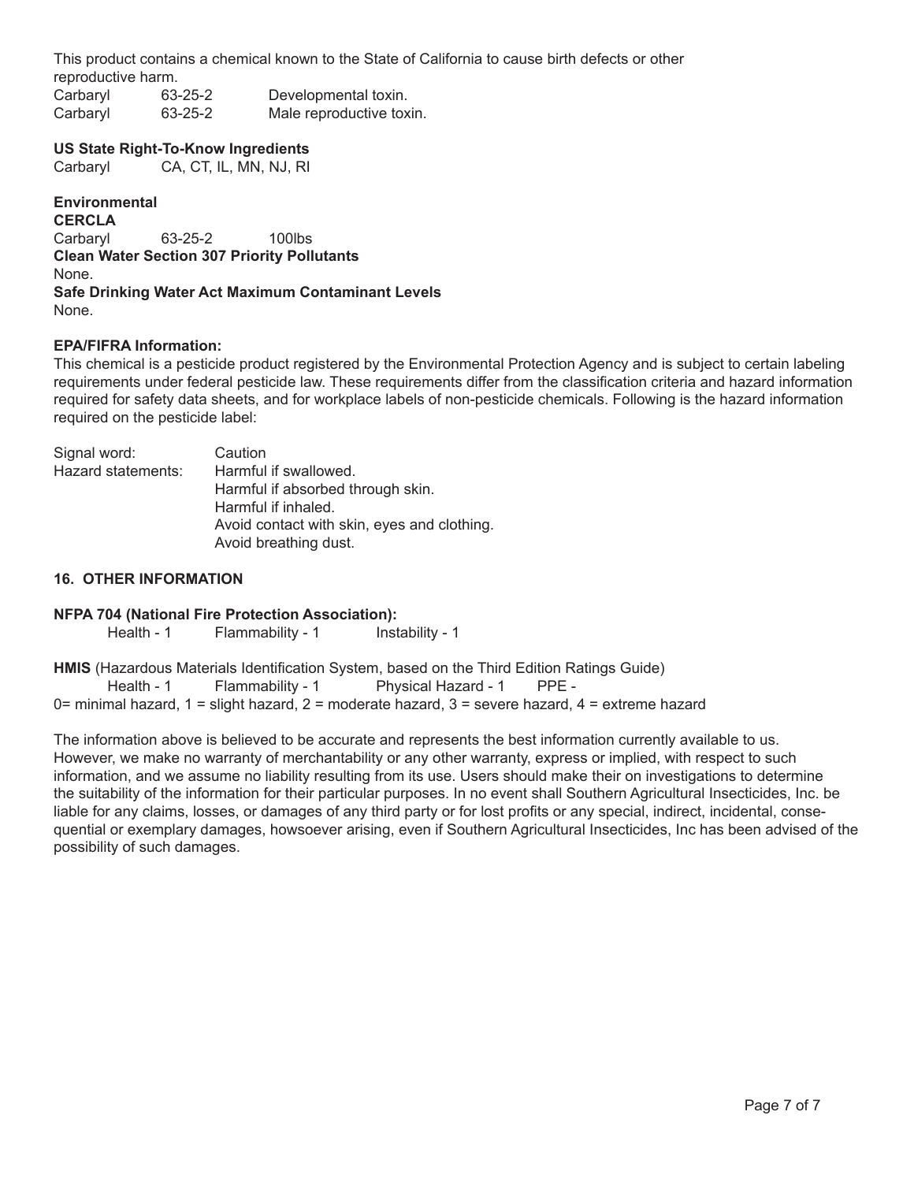This product contains a chemical known to the State of California to cause birth defects or other reproductive harm.

| | | |
|---|---|---|
| Carbaryl | 63-25-2 | Developmental toxin. |
| Carbaryl | 63-25-2 | Male reproductive toxin. |

**US State Right-To-Know Ingredients**

Carbaryl CA, CT, IL, MN, NJ, RI

**Environmental**

**CERCLA**

Carbaryl 63-25-2 100lbs

**Clean Water Section 307 Priority Pollutants**

None.

**Safe Drinking Water Act Maximum Contaminant Levels**

None.

**EPA/FIFRA Information:**

This chemical is a pesticide product registered by the Environmental Protection Agency and is subject to certain labeling requirements under federal pesticide law. These requirements differ from the classification criteria and hazard information required for safety data sheets, and for workplace labels of non-pesticide chemicals. Following is the hazard information required on the pesticide label:

Signal word: Caution

Hazard statements: Harmful if swallowed.
Harmful if absorbed through skin.
Harmful if inhaled.
Avoid contact with skin, eyes and clothing.
Avoid breathing dust.

## 16. OTHER INFORMATION

**NFPA 704 (National Fire Protection Association):**

Health - 1 Flammability - 1 Instability - 1

**HMIS** (Hazardous Materials Identification System, based on the Third Edition Ratings Guide)

Health - 1 Flammability - 1 Physical Hazard - 1 PPE -

0= minimal hazard, 1 = slight hazard, 2 = moderate hazard, 3 = severe hazard, 4 = extreme hazard

The information above is believed to be accurate and represents the best information currently available to us. However, we make no warranty of merchantability or any other warranty, express or implied, with respect to such information, and we assume no liability resulting from its use. Users should make their on investigations to determine the suitability of the information for their particular purposes. In no event shall Southern Agricultural Insecticides, Inc. be liable for any claims, losses, or damages of any third party or for lost profits or any special, indirect, incidental, consequential or exemplary damages, howsoever arising, even if Southern Agricultural Insecticides, Inc has been advised of the possibility of such damages.